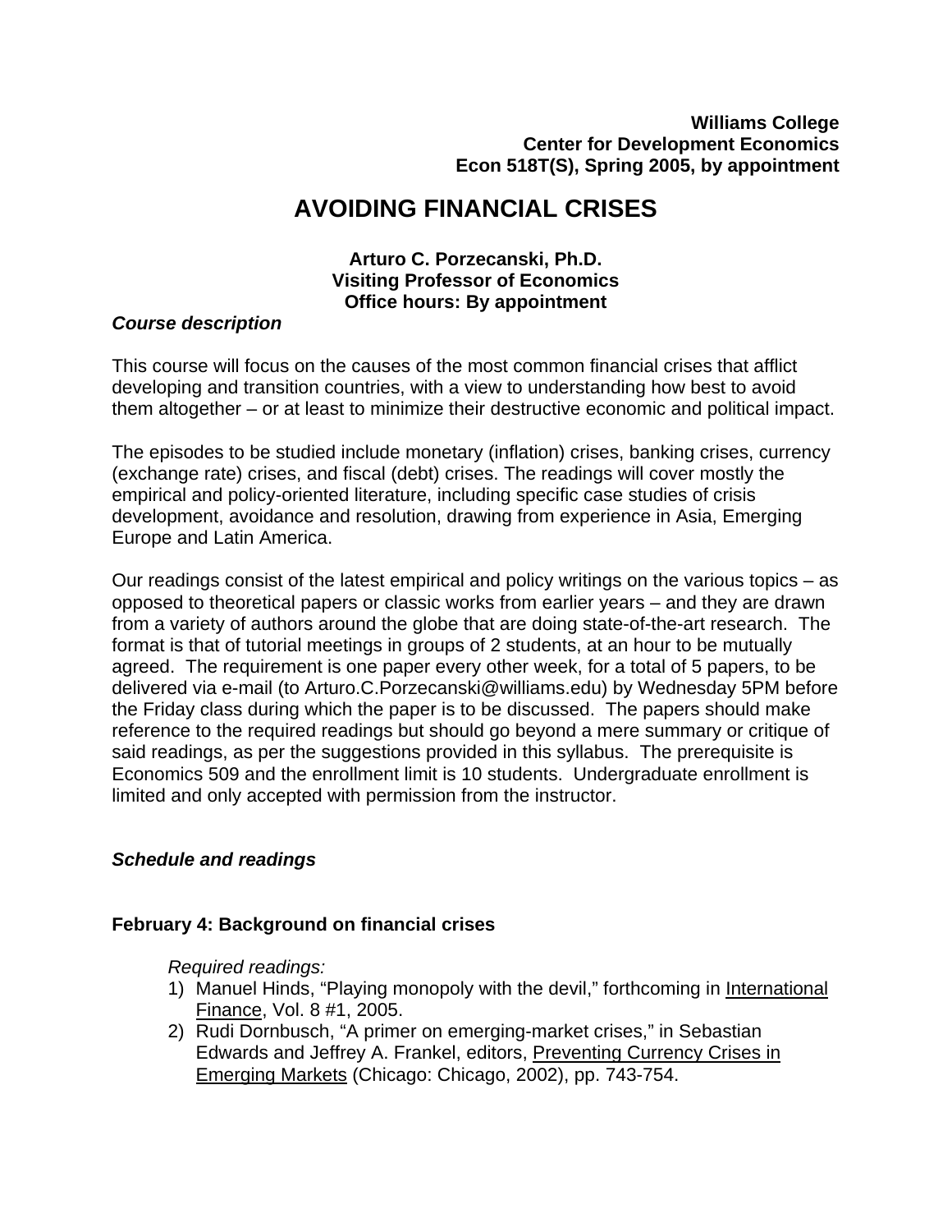**Williams College**
**Center for Development Economics**
**Econ 518T(S), Spring 2005, by appointment**

# AVOIDING FINANCIAL CRISES

**Arturo C. Porzecanski, Ph.D.**
**Visiting Professor of Economics**
**Office hours: By appointment**

***Course description***

This course will focus on the causes of the most common financial crises that afflict developing and transition countries, with a view to understanding how best to avoid them altogether – or at least to minimize their destructive economic and political impact.

The episodes to be studied include monetary (inflation) crises, banking crises, currency (exchange rate) crises, and fiscal (debt) crises. The readings will cover mostly the empirical and policy-oriented literature, including specific case studies of crisis development, avoidance and resolution, drawing from experience in Asia, Emerging Europe and Latin America.

Our readings consist of the latest empirical and policy writings on the various topics – as opposed to theoretical papers or classic works from earlier years – and they are drawn from a variety of authors around the globe that are doing state-of-the-art research. The format is that of tutorial meetings in groups of 2 students, at an hour to be mutually agreed. The requirement is one paper every other week, for a total of 5 papers, to be delivered via e-mail (to Arturo.C.Porzecanski@williams.edu) by Wednesday 5PM before the Friday class during which the paper is to be discussed. The papers should make reference to the required readings but should go beyond a mere summary or critique of said readings, as per the suggestions provided in this syllabus. The prerequisite is Economics 509 and the enrollment limit is 10 students. Undergraduate enrollment is limited and only accepted with permission from the instructor.

***Schedule and readings***

**February 4: Background on financial crises**

*Required readings:*

1) Manuel Hinds, "Playing monopoly with the devil," forthcoming in International Finance, Vol. 8 #1, 2005.
2) Rudi Dornbusch, "A primer on emerging-market crises," in Sebastian Edwards and Jeffrey A. Frankel, editors, Preventing Currency Crises in Emerging Markets (Chicago: Chicago, 2002), pp. 743-754.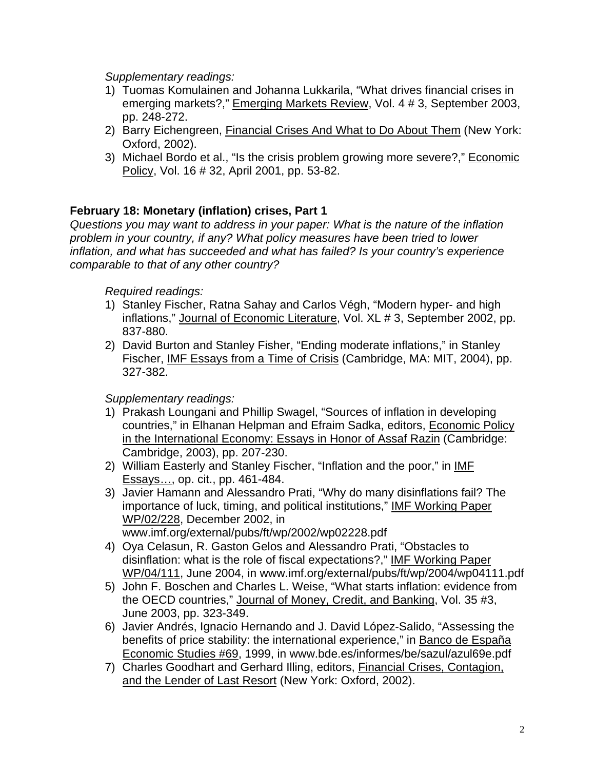*Supplementary readings:*

1) Tuomas Komulainen and Johanna Lukkarila, "What drives financial crises in emerging markets?," Emerging Markets Review, Vol. 4 # 3, September 2003, pp. 248-272.
2) Barry Eichengreen, Financial Crises And What to Do About Them (New York: Oxford, 2002).
3) Michael Bordo et al., "Is the crisis problem growing more severe?," Economic Policy, Vol. 16 # 32, April 2001, pp. 53-82.

**February 18: Monetary (inflation) crises, Part 1**

*Questions you may want to address in your paper: What is the nature of the inflation problem in your country, if any? What policy measures have been tried to lower inflation, and what has succeeded and what has failed? Is your country's experience comparable to that of any other country?*

*Required readings:*

1) Stanley Fischer, Ratna Sahay and Carlos Végh, "Modern hyper- and high inflations," Journal of Economic Literature, Vol. XL # 3, September 2002, pp. 837-880.
2) David Burton and Stanley Fisher, "Ending moderate inflations," in Stanley Fischer, IMF Essays from a Time of Crisis (Cambridge, MA: MIT, 2004), pp. 327-382.

*Supplementary readings:*

1) Prakash Loungani and Phillip Swagel, "Sources of inflation in developing countries," in Elhanan Helpman and Efraim Sadka, editors, Economic Policy in the International Economy: Essays in Honor of Assaf Razin (Cambridge: Cambridge, 2003), pp. 207-230.
2) William Easterly and Stanley Fischer, "Inflation and the poor," in IMF Essays…, op. cit., pp. 461-484.
3) Javier Hamann and Alessandro Prati, "Why do many disinflations fail? The importance of luck, timing, and political institutions," IMF Working Paper WP/02/228, December 2002, in www.imf.org/external/pubs/ft/wp/2002/wp02228.pdf
4) Oya Celasun, R. Gaston Gelos and Alessandro Prati, "Obstacles to disinflation: what is the role of fiscal expectations?," IMF Working Paper WP/04/111, June 2004, in www.imf.org/external/pubs/ft/wp/2004/wp04111.pdf
5) John F. Boschen and Charles L. Weise, "What starts inflation: evidence from the OECD countries," Journal of Money, Credit, and Banking, Vol. 35 #3, June 2003, pp. 323-349.
6) Javier Andrés, Ignacio Hernando and J. David López-Salido, "Assessing the benefits of price stability: the international experience," in Banco de España Economic Studies #69, 1999, in www.bde.es/informes/be/sazul/azul69e.pdf
7) Charles Goodhart and Gerhard Illing, editors, Financial Crises, Contagion, and the Lender of Last Resort (New York: Oxford, 2002).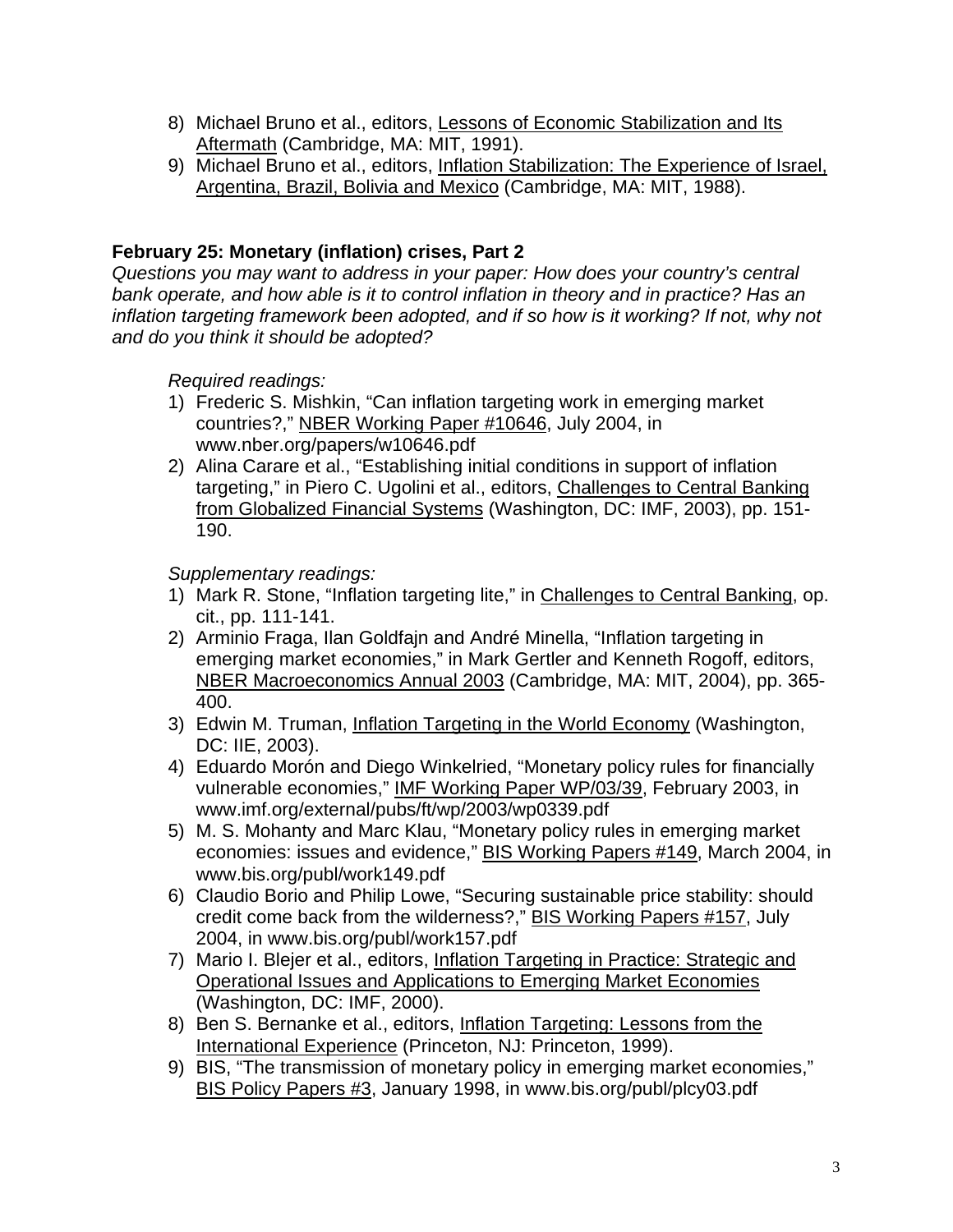8) Michael Bruno et al., editors, Lessons of Economic Stabilization and Its Aftermath (Cambridge, MA: MIT, 1991).
9) Michael Bruno et al., editors, Inflation Stabilization: The Experience of Israel, Argentina, Brazil, Bolivia and Mexico (Cambridge, MA: MIT, 1988).

**February 25: Monetary (inflation) crises, Part 2**

*Questions you may want to address in your paper: How does your country's central bank operate, and how able is it to control inflation in theory and in practice? Has an inflation targeting framework been adopted, and if so how is it working? If not, why not and do you think it should be adopted?*

*Required readings:*

1) Frederic S. Mishkin, "Can inflation targeting work in emerging market countries?," NBER Working Paper #10646, July 2004, in www.nber.org/papers/w10646.pdf
2) Alina Carare et al., "Establishing initial conditions in support of inflation targeting," in Piero C. Ugolini et al., editors, Challenges to Central Banking from Globalized Financial Systems (Washington, DC: IMF, 2003), pp. 151-190.

*Supplementary readings:*

1) Mark R. Stone, "Inflation targeting lite," in Challenges to Central Banking, op. cit., pp. 111-141.
2) Arminio Fraga, Ilan Goldfajn and André Minella, "Inflation targeting in emerging market economies," in Mark Gertler and Kenneth Rogoff, editors, NBER Macroeconomics Annual 2003 (Cambridge, MA: MIT, 2004), pp. 365-400.
3) Edwin M. Truman, Inflation Targeting in the World Economy (Washington, DC: IIE, 2003).
4) Eduardo Morón and Diego Winkelried, "Monetary policy rules for financially vulnerable economies," IMF Working Paper WP/03/39, February 2003, in www.imf.org/external/pubs/ft/wp/2003/wp0339.pdf
5) M. S. Mohanty and Marc Klau, "Monetary policy rules in emerging market economies: issues and evidence," BIS Working Papers #149, March 2004, in www.bis.org/publ/work149.pdf
6) Claudio Borio and Philip Lowe, "Securing sustainable price stability: should credit come back from the wilderness?," BIS Working Papers #157, July 2004, in www.bis.org/publ/work157.pdf
7) Mario I. Blejer et al., editors, Inflation Targeting in Practice: Strategic and Operational Issues and Applications to Emerging Market Economies (Washington, DC: IMF, 2000).
8) Ben S. Bernanke et al., editors, Inflation Targeting: Lessons from the International Experience (Princeton, NJ: Princeton, 1999).
9) BIS, "The transmission of monetary policy in emerging market economies," BIS Policy Papers #3, January 1998, in www.bis.org/publ/plcy03.pdf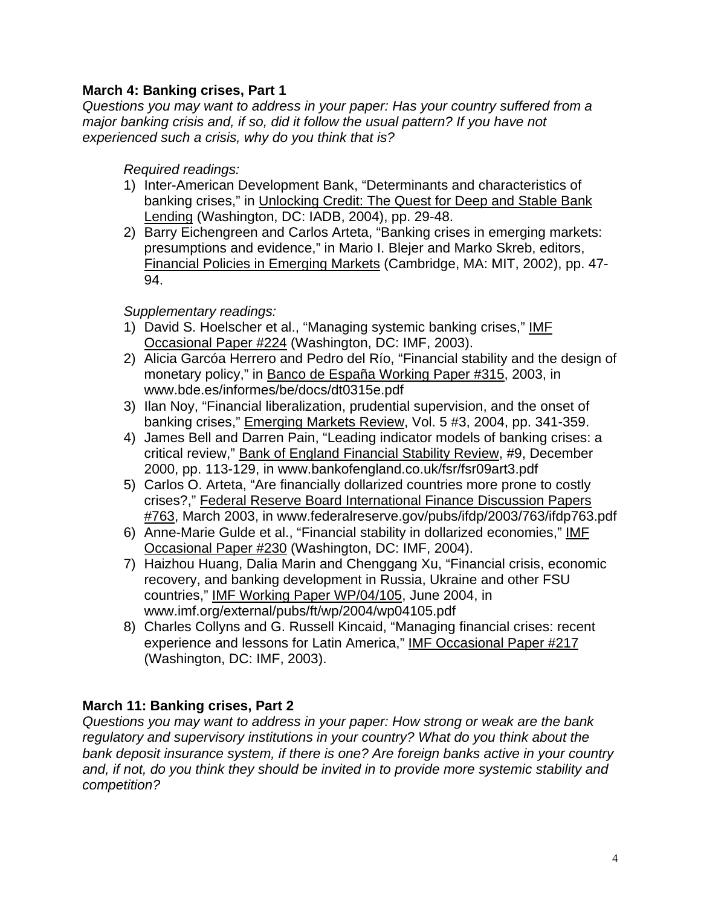**March 4: Banking crises, Part 1**

*Questions you may want to address in your paper: Has your country suffered from a major banking crisis and, if so, did it follow the usual pattern? If you have not experienced such a crisis, why do you think that is?*

*Required readings:*

1) Inter-American Development Bank, "Determinants and characteristics of banking crises," in Unlocking Credit: The Quest for Deep and Stable Bank Lending (Washington, DC: IADB, 2004), pp. 29-48.
2) Barry Eichengreen and Carlos Arteta, "Banking crises in emerging markets: presumptions and evidence," in Mario I. Blejer and Marko Skreb, editors, Financial Policies in Emerging Markets (Cambridge, MA: MIT, 2002), pp. 47-94.

*Supplementary readings:*

1) David S. Hoelscher et al., "Managing systemic banking crises," IMF Occasional Paper #224 (Washington, DC: IMF, 2003).
2) Alicia Garcóa Herrero and Pedro del Río, "Financial stability and the design of monetary policy," in Banco de España Working Paper #315, 2003, in www.bde.es/informes/be/docs/dt0315e.pdf
3) Ilan Noy, "Financial liberalization, prudential supervision, and the onset of banking crises," Emerging Markets Review, Vol. 5 #3, 2004, pp. 341-359.
4) James Bell and Darren Pain, "Leading indicator models of banking crises: a critical review," Bank of England Financial Stability Review, #9, December 2000, pp. 113-129, in www.bankofengland.co.uk/fsr/fsr09art3.pdf
5) Carlos O. Arteta, "Are financially dollarized countries more prone to costly crises?," Federal Reserve Board International Finance Discussion Papers #763, March 2003, in www.federalreserve.gov/pubs/ifdp/2003/763/ifdp763.pdf
6) Anne-Marie Gulde et al., "Financial stability in dollarized economies," IMF Occasional Paper #230 (Washington, DC: IMF, 2004).
7) Haizhou Huang, Dalia Marin and Chenggang Xu, "Financial crisis, economic recovery, and banking development in Russia, Ukraine and other FSU countries," IMF Working Paper WP/04/105, June 2004, in www.imf.org/external/pubs/ft/wp/2004/wp04105.pdf
8) Charles Collyns and G. Russell Kincaid, "Managing financial crises: recent experience and lessons for Latin America," IMF Occasional Paper #217 (Washington, DC: IMF, 2003).

**March 11: Banking crises, Part 2**

*Questions you may want to address in your paper: How strong or weak are the bank regulatory and supervisory institutions in your country? What do you think about the bank deposit insurance system, if there is one? Are foreign banks active in your country and, if not, do you think they should be invited in to provide more systemic stability and competition?*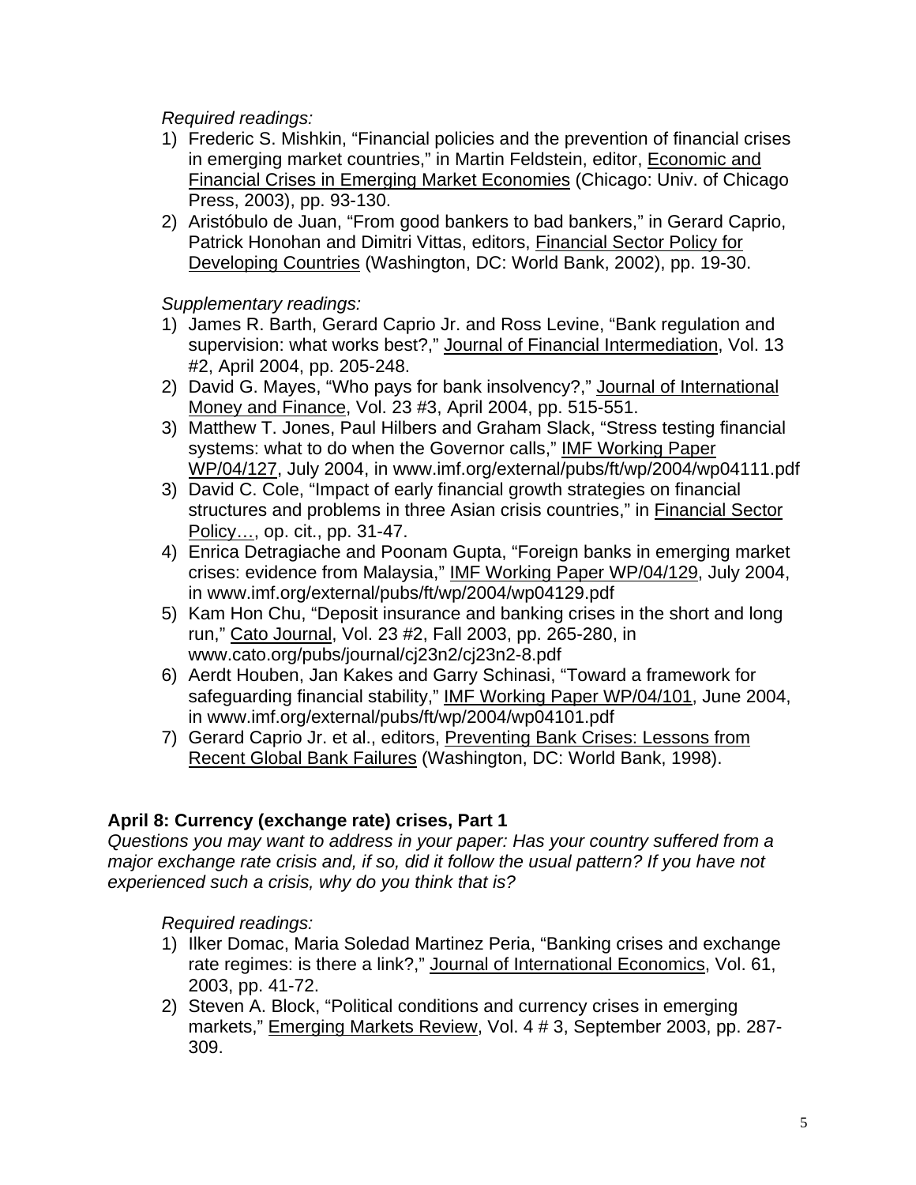*Required readings:*

1) Frederic S. Mishkin, “Financial policies and the prevention of financial crises in emerging market countries,” in Martin Feldstein, editor, Economic and Financial Crises in Emerging Market Economies (Chicago: Univ. of Chicago Press, 2003), pp. 93-130.
2) Aristóbulo de Juan, “From good bankers to bad bankers,” in Gerard Caprio, Patrick Honohan and Dimitri Vittas, editors, Financial Sector Policy for Developing Countries (Washington, DC: World Bank, 2002), pp. 19-30.

*Supplementary readings:*

1) James R. Barth, Gerard Caprio Jr. and Ross Levine, “Bank regulation and supervision: what works best?,” Journal of Financial Intermediation, Vol. 13 #2, April 2004, pp. 205-248.
2) David G. Mayes, “Who pays for bank insolvency?,” Journal of International Money and Finance, Vol. 23 #3, April 2004, pp. 515-551.
3) Matthew T. Jones, Paul Hilbers and Graham Slack, “Stress testing financial systems: what to do when the Governor calls,” IMF Working Paper WP/04/127, July 2004, in www.imf.org/external/pubs/ft/wp/2004/wp04111.pdf
3) David C. Cole, “Impact of early financial growth strategies on financial structures and problems in three Asian crisis countries,” in Financial Sector Policy…, op. cit., pp. 31-47.
4) Enrica Detragiache and Poonam Gupta, “Foreign banks in emerging market crises: evidence from Malaysia,” IMF Working Paper WP/04/129, July 2004, in www.imf.org/external/pubs/ft/wp/2004/wp04129.pdf
5) Kam Hon Chu, “Deposit insurance and banking crises in the short and long run,” Cato Journal, Vol. 23 #2, Fall 2003, pp. 265-280, in www.cato.org/pubs/journal/cj23n2/cj23n2-8.pdf
6) Aerdt Houben, Jan Kakes and Garry Schinasi, “Toward a framework for safeguarding financial stability,” IMF Working Paper WP/04/101, June 2004, in www.imf.org/external/pubs/ft/wp/2004/wp04101.pdf
7) Gerard Caprio Jr. et al., editors, Preventing Bank Crises: Lessons from Recent Global Bank Failures (Washington, DC: World Bank, 1998).

**April 8: Currency (exchange rate) crises, Part 1**

*Questions you may want to address in your paper: Has your country suffered from a major exchange rate crisis and, if so, did it follow the usual pattern? If you have not experienced such a crisis, why do you think that is?*

*Required readings:*

1) Ilker Domac, Maria Soledad Martinez Peria, “Banking crises and exchange rate regimes: is there a link?,” Journal of International Economics, Vol. 61, 2003, pp. 41-72.
2) Steven A. Block, “Political conditions and currency crises in emerging markets,” Emerging Markets Review, Vol. 4 # 3, September 2003, pp. 287-309.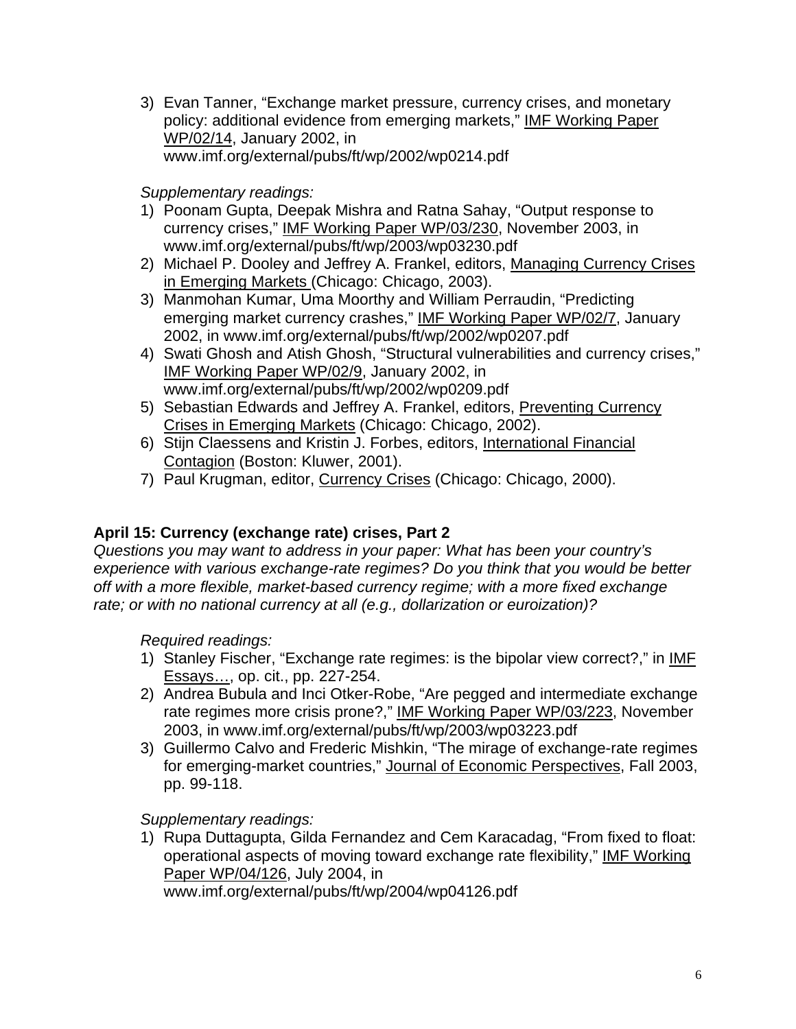3) Evan Tanner, "Exchange market pressure, currency crises, and monetary policy: additional evidence from emerging markets," IMF Working Paper WP/02/14, January 2002, in www.imf.org/external/pubs/ft/wp/2002/wp0214.pdf

*Supplementary readings:*

1) Poonam Gupta, Deepak Mishra and Ratna Sahay, "Output response to currency crises," IMF Working Paper WP/03/230, November 2003, in www.imf.org/external/pubs/ft/wp/2003/wp03230.pdf
2) Michael P. Dooley and Jeffrey A. Frankel, editors, Managing Currency Crises in Emerging Markets (Chicago: Chicago, 2003).
3) Manmohan Kumar, Uma Moorthy and William Perraudin, "Predicting emerging market currency crashes," IMF Working Paper WP/02/7, January 2002, in www.imf.org/external/pubs/ft/wp/2002/wp0207.pdf
4) Swati Ghosh and Atish Ghosh, "Structural vulnerabilities and currency crises," IMF Working Paper WP/02/9, January 2002, in www.imf.org/external/pubs/ft/wp/2002/wp0209.pdf
5) Sebastian Edwards and Jeffrey A. Frankel, editors, Preventing Currency Crises in Emerging Markets (Chicago: Chicago, 2002).
6) Stijn Claessens and Kristin J. Forbes, editors, International Financial Contagion (Boston: Kluwer, 2001).
7) Paul Krugman, editor, Currency Crises (Chicago: Chicago, 2000).

**April 15: Currency (exchange rate) crises, Part 2**

*Questions you may want to address in your paper: What has been your country's experience with various exchange-rate regimes? Do you think that you would be better off with a more flexible, market-based currency regime; with a more fixed exchange rate; or with no national currency at all (e.g., dollarization or euroization)?*

*Required readings:*

1) Stanley Fischer, "Exchange rate regimes: is the bipolar view correct?," in IMF Essays…, op. cit., pp. 227-254.
2) Andrea Bubula and Inci Otker-Robe, "Are pegged and intermediate exchange rate regimes more crisis prone?," IMF Working Paper WP/03/223, November 2003, in www.imf.org/external/pubs/ft/wp/2003/wp03223.pdf
3) Guillermo Calvo and Frederic Mishkin, "The mirage of exchange-rate regimes for emerging-market countries," Journal of Economic Perspectives, Fall 2003, pp. 99-118.

*Supplementary readings:*

1) Rupa Duttagupta, Gilda Fernandez and Cem Karacadag, "From fixed to float: operational aspects of moving toward exchange rate flexibility," IMF Working Paper WP/04/126, July 2004, in www.imf.org/external/pubs/ft/wp/2004/wp04126.pdf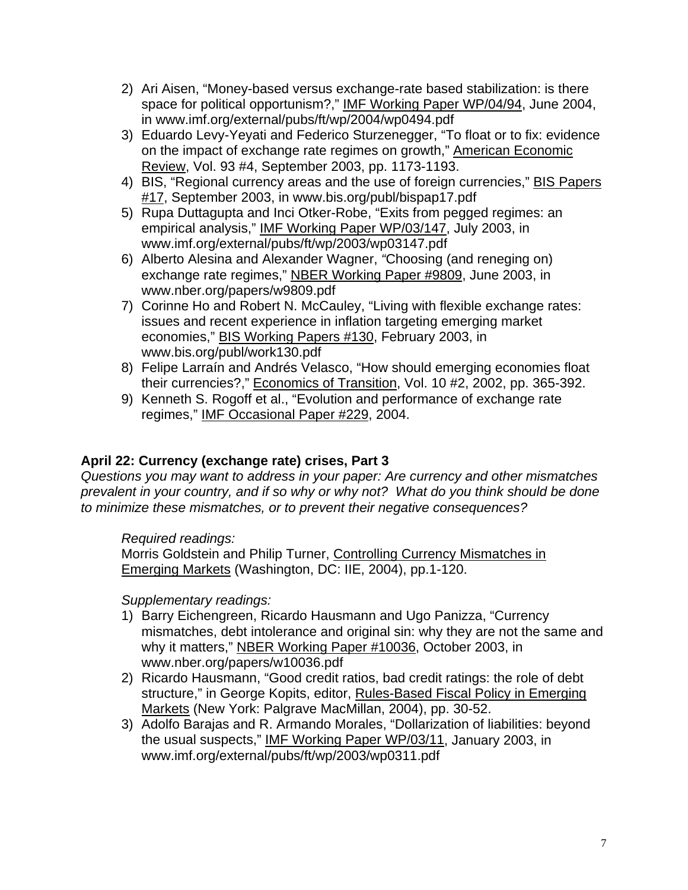2) Ari Aisen, "Money-based versus exchange-rate based stabilization: is there space for political opportunism?," IMF Working Paper WP/04/94, June 2004, in www.imf.org/external/pubs/ft/wp/2004/wp0494.pdf
3) Eduardo Levy-Yeyati and Federico Sturzenegger, "To float or to fix: evidence on the impact of exchange rate regimes on growth," American Economic Review, Vol. 93 #4, September 2003, pp. 1173-1193.
4) BIS, "Regional currency areas and the use of foreign currencies," BIS Papers #17, September 2003, in www.bis.org/publ/bispap17.pdf
5) Rupa Duttagupta and Inci Otker-Robe, "Exits from pegged regimes: an empirical analysis," IMF Working Paper WP/03/147, July 2003, in www.imf.org/external/pubs/ft/wp/2003/wp03147.pdf
6) Alberto Alesina and Alexander Wagner, "Choosing (and reneging on) exchange rate regimes," NBER Working Paper #9809, June 2003, in www.nber.org/papers/w9809.pdf
7) Corinne Ho and Robert N. McCauley, "Living with flexible exchange rates: issues and recent experience in inflation targeting emerging market economies," BIS Working Papers #130, February 2003, in www.bis.org/publ/work130.pdf
8) Felipe Larraín and Andrés Velasco, "How should emerging economies float their currencies?," Economics of Transition, Vol. 10 #2, 2002, pp. 365-392.
9) Kenneth S. Rogoff et al., "Evolution and performance of exchange rate regimes," IMF Occasional Paper #229, 2004.

### April 22: Currency (exchange rate) crises, Part 3

*Questions you may want to address in your paper: Are currency and other mismatches prevalent in your country, and if so why or why not? What do you think should be done to minimize these mismatches, or to prevent their negative consequences?*

*Required readings:*

Morris Goldstein and Philip Turner, Controlling Currency Mismatches in Emerging Markets (Washington, DC: IIE, 2004), pp.1-120.

*Supplementary readings:*

1) Barry Eichengreen, Ricardo Hausmann and Ugo Panizza, "Currency mismatches, debt intolerance and original sin: why they are not the same and why it matters," NBER Working Paper #10036, October 2003, in www.nber.org/papers/w10036.pdf
2) Ricardo Hausmann, "Good credit ratios, bad credit ratings: the role of debt structure," in George Kopits, editor, Rules-Based Fiscal Policy in Emerging Markets (New York: Palgrave MacMillan, 2004), pp. 30-52.
3) Adolfo Barajas and R. Armando Morales, "Dollarization of liabilities: beyond the usual suspects," IMF Working Paper WP/03/11, January 2003, in www.imf.org/external/pubs/ft/wp/2003/wp0311.pdf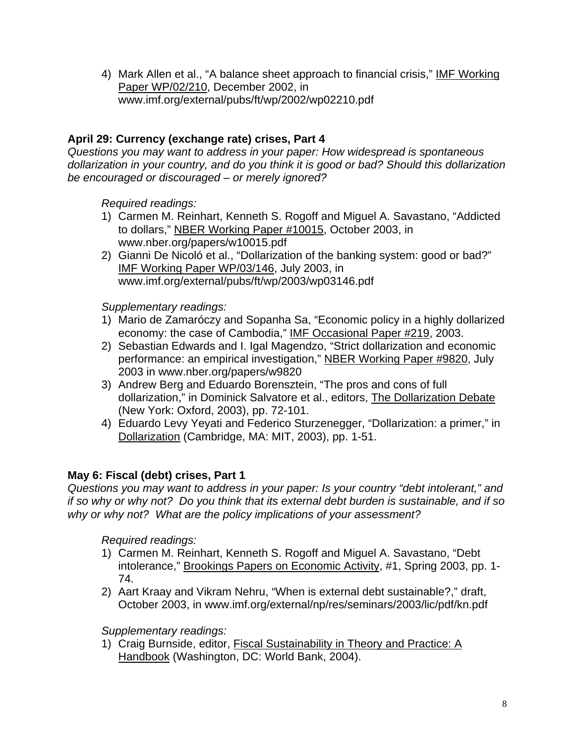4) Mark Allen et al., "A balance sheet approach to financial crisis," IMF Working Paper WP/02/210, December 2002, in www.imf.org/external/pubs/ft/wp/2002/wp02210.pdf

### April 29: Currency (exchange rate) crises, Part 4

*Questions you may want to address in your paper: How widespread is spontaneous dollarization in your country, and do you think it is good or bad? Should this dollarization be encouraged or discouraged – or merely ignored?*

*Required readings:*

1) Carmen M. Reinhart, Kenneth S. Rogoff and Miguel A. Savastano, "Addicted to dollars," NBER Working Paper #10015, October 2003, in www.nber.org/papers/w10015.pdf
2) Gianni De Nicoló et al., "Dollarization of the banking system: good or bad?" IMF Working Paper WP/03/146, July 2003, in www.imf.org/external/pubs/ft/wp/2003/wp03146.pdf

*Supplementary readings:*

1) Mario de Zamaróczy and Sopanha Sa, "Economic policy in a highly dollarized economy: the case of Cambodia," IMF Occasional Paper #219, 2003.
2) Sebastian Edwards and I. Igal Magendzo, "Strict dollarization and economic performance: an empirical investigation," NBER Working Paper #9820, July 2003 in www.nber.org/papers/w9820
3) Andrew Berg and Eduardo Borensztein, "The pros and cons of full dollarization," in Dominick Salvatore et al., editors, The Dollarization Debate (New York: Oxford, 2003), pp. 72-101.
4) Eduardo Levy Yeyati and Federico Sturzenegger, "Dollarization: a primer," in Dollarization (Cambridge, MA: MIT, 2003), pp. 1-51.

### May 6: Fiscal (debt) crises, Part 1

*Questions you may want to address in your paper: Is your country "debt intolerant," and if so why or why not? Do you think that its external debt burden is sustainable, and if so why or why not? What are the policy implications of your assessment?*

*Required readings:*

1) Carmen M. Reinhart, Kenneth S. Rogoff and Miguel A. Savastano, "Debt intolerance," Brookings Papers on Economic Activity, #1, Spring 2003, pp. 1-74.
2) Aart Kraay and Vikram Nehru, "When is external debt sustainable?," draft, October 2003, in www.imf.org/external/np/res/seminars/2003/lic/pdf/kn.pdf

*Supplementary readings:*

1) Craig Burnside, editor, Fiscal Sustainability in Theory and Practice: A Handbook (Washington, DC: World Bank, 2004).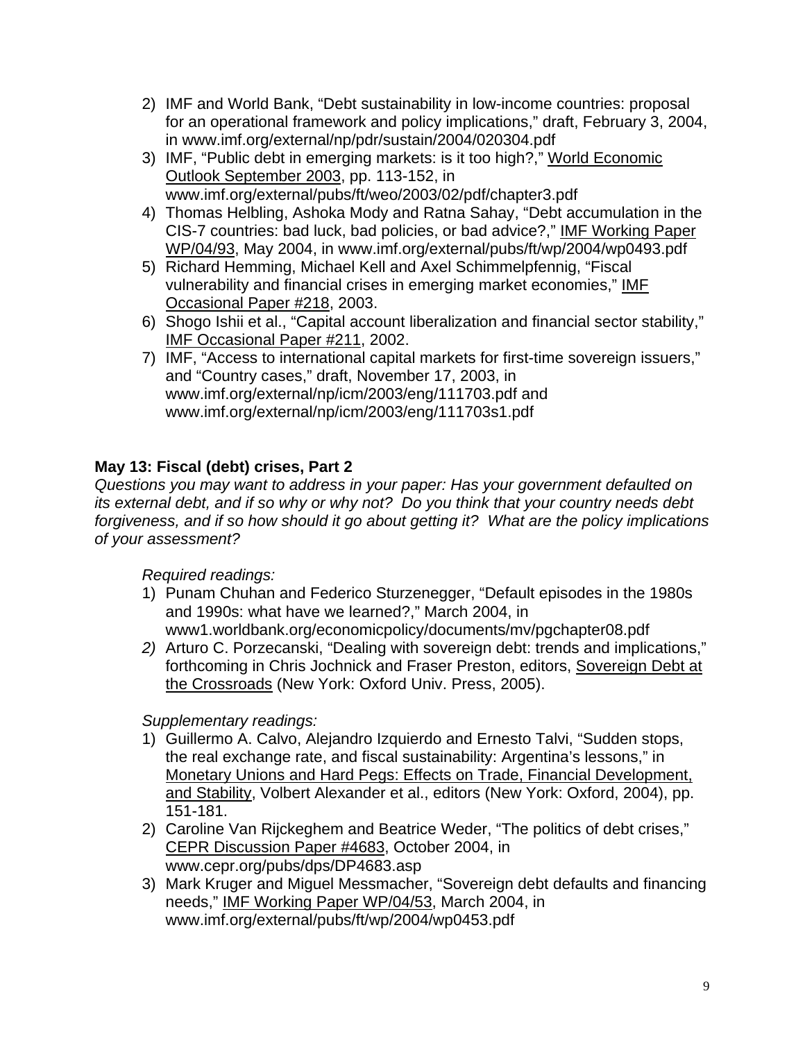2) IMF and World Bank, "Debt sustainability in low-income countries: proposal for an operational framework and policy implications," draft, February 3, 2004, in www.imf.org/external/np/pdr/sustain/2004/020304.pdf
3) IMF, "Public debt in emerging markets: is it too high?," <u>World Economic Outlook September 2003</u>, pp. 113-152, in www.imf.org/external/pubs/ft/weo/2003/02/pdf/chapter3.pdf
4) Thomas Helbling, Ashoka Mody and Ratna Sahay, "Debt accumulation in the CIS-7 countries: bad luck, bad policies, or bad advice?," <u>IMF Working Paper WP/04/93</u>, May 2004, in www.imf.org/external/pubs/ft/wp/2004/wp0493.pdf
5) Richard Hemming, Michael Kell and Axel Schimmelpfennig, "Fiscal vulnerability and financial crises in emerging market economies," <u>IMF Occasional Paper #218</u>, 2003.
6) Shogo Ishii et al., "Capital account liberalization and financial sector stability," <u>IMF Occasional Paper #211</u>, 2002.
7) IMF, "Access to international capital markets for first-time sovereign issuers," and "Country cases," draft, November 17, 2003, in www.imf.org/external/np/icm/2003/eng/111703.pdf and www.imf.org/external/np/icm/2003/eng/111703s1.pdf

**May 13: Fiscal (debt) crises, Part 2**

*Questions you may want to address in your paper: Has your government defaulted on its external debt, and if so why or why not? Do you think that your country needs debt forgiveness, and if so how should it go about getting it? What are the policy implications of your assessment?*

*Required readings:*

1) Punam Chuhan and Federico Sturzenegger, "Default episodes in the 1980s and 1990s: what have we learned?," March 2004, in www1.worldbank.org/economicpolicy/documents/mv/pgchapter08.pdf
2) Arturo C. Porzecanski, "Dealing with sovereign debt: trends and implications," forthcoming in Chris Jochnick and Fraser Preston, editors, <u>Sovereign Debt at the Crossroads</u> (New York: Oxford Univ. Press, 2005).

*Supplementary readings:*

1) Guillermo A. Calvo, Alejandro Izquierdo and Ernesto Talvi, "Sudden stops, the real exchange rate, and fiscal sustainability: Argentina's lessons," in <u>Monetary Unions and Hard Pegs: Effects on Trade, Financial Development, and Stability</u>, Volbert Alexander et al., editors (New York: Oxford, 2004), pp. 151-181.
2) Caroline Van Rijckeghem and Beatrice Weder, "The politics of debt crises," <u>CEPR Discussion Paper #4683</u>, October 2004, in www.cepr.org/pubs/dps/DP4683.asp
3) Mark Kruger and Miguel Messmacher, "Sovereign debt defaults and financing needs," <u>IMF Working Paper WP/04/53</u>, March 2004, in www.imf.org/external/pubs/ft/wp/2004/wp0453.pdf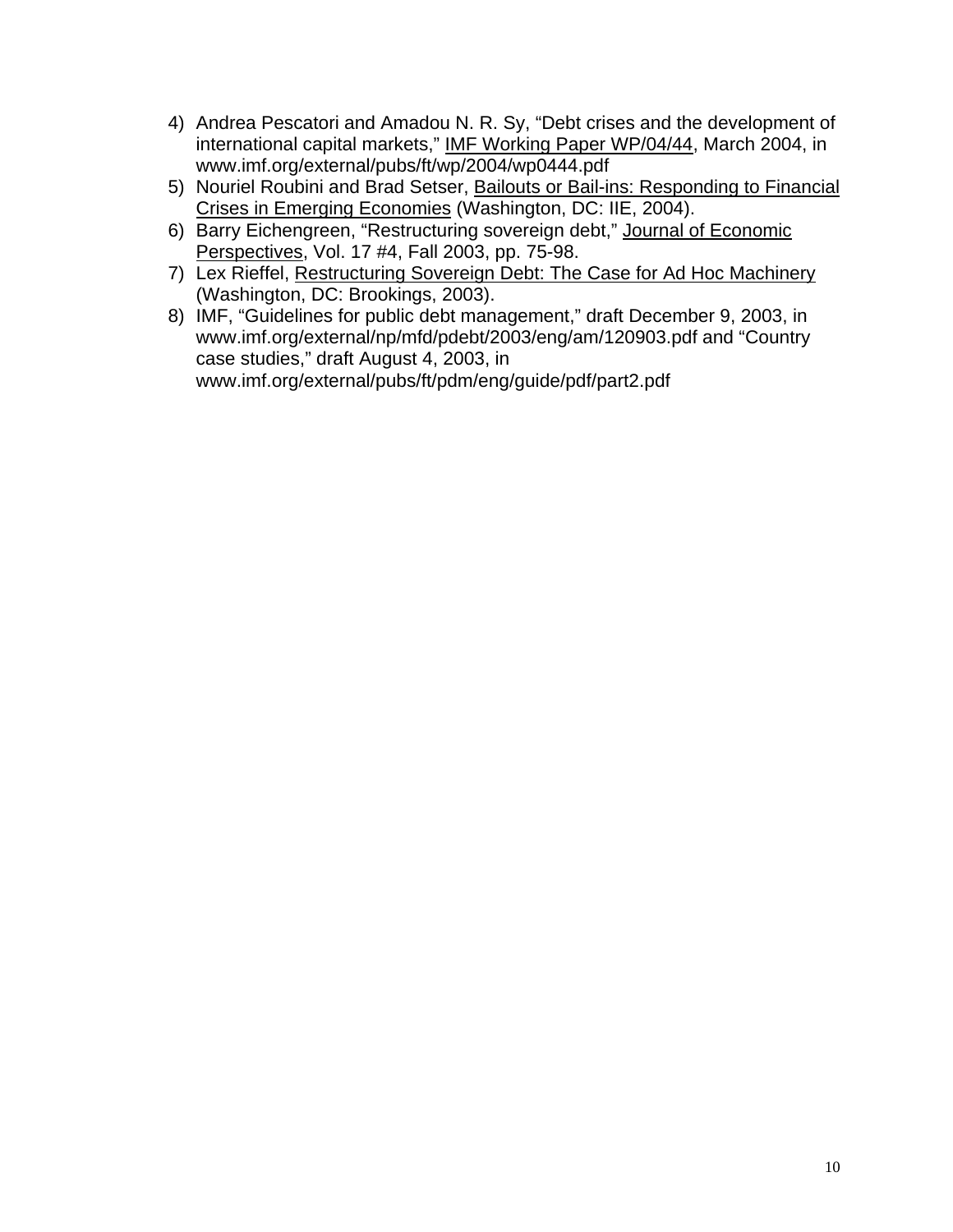4) Andrea Pescatori and Amadou N. R. Sy, "Debt crises and the development of international capital markets," IMF Working Paper WP/04/44, March 2004, in www.imf.org/external/pubs/ft/wp/2004/wp0444.pdf
5) Nouriel Roubini and Brad Setser, Bailouts or Bail-ins: Responding to Financial Crises in Emerging Economies (Washington, DC: IIE, 2004).
6) Barry Eichengreen, "Restructuring sovereign debt," Journal of Economic Perspectives, Vol. 17 #4, Fall 2003, pp. 75-98.
7) Lex Rieffel, Restructuring Sovereign Debt: The Case for Ad Hoc Machinery (Washington, DC: Brookings, 2003).
8) IMF, "Guidelines for public debt management," draft December 9, 2003, in www.imf.org/external/np/mfd/pdebt/2003/eng/am/120903.pdf and "Country case studies," draft August 4, 2003, in www.imf.org/external/pubs/ft/pdm/eng/guide/pdf/part2.pdf